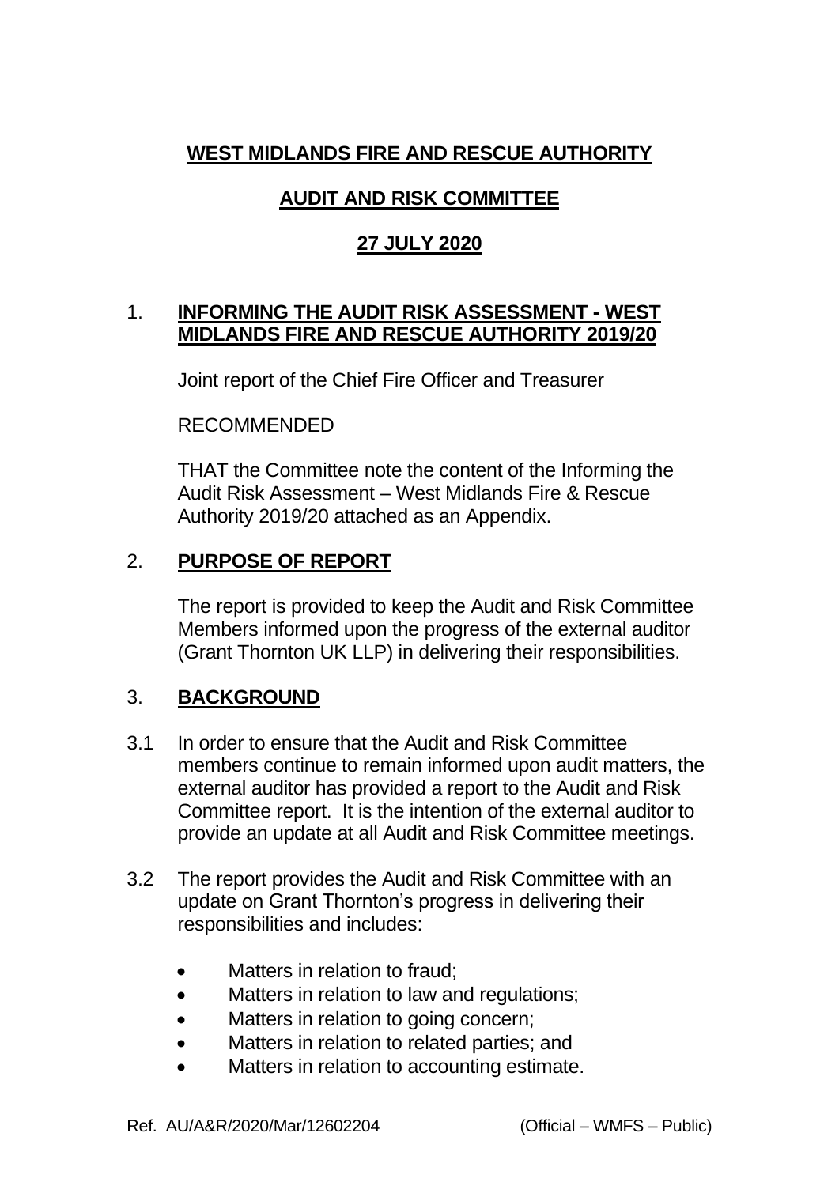# WEST MIDLANDS FIRE AND RESCUE AUTHORITY

## AUDIT AND RISK COMMITTEE

## 27 JULY 2020

## 1. INFORMING THE AUDIT RISK ASSESSMENT - WEST MIDLANDS FIRE AND RESCUE AUTHORITY 2019/20

Joint report of the Chief Fire Officer and Treasurer

RECOMMENDED

THAT the Committee note the content of the Informing the Audit Risk Assessment – West Midlands Fire & Rescue Authority 2019/20 attached as an Appendix.

## 2. PURPOSE OF REPORT

The report is provided to keep the Audit and Risk Committee Members informed upon the progress of the external auditor (Grant Thornton UK LLP) in delivering their responsibilities.

## 3. BACKGROUND

3.1 In order to ensure that the Audit and Risk Committee members continue to remain informed upon audit matters, the external auditor has provided a report to the Audit and Risk Committee report. It is the intention of the external auditor to provide an update at all Audit and Risk Committee meetings.

3.2 The report provides the Audit and Risk Committee with an update on Grant Thornton's progress in delivering their responsibilities and includes:

- Matters in relation to fraud;
- Matters in relation to law and regulations;
- Matters in relation to going concern;
- Matters in relation to related parties; and
- Matters in relation to accounting estimate.

Ref. AU/A&R/2020/Mar/12602204 (Official – WMFS – Public)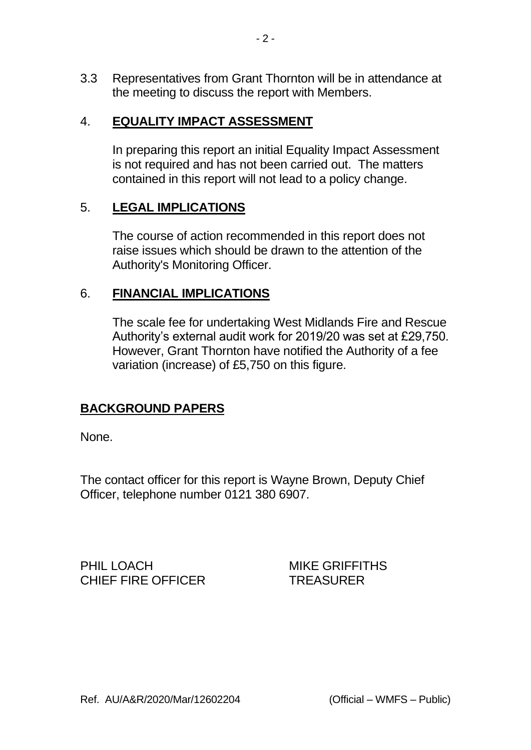3.3 Representatives from Grant Thornton will be in attendance at the meeting to discuss the report with Members.

## 4. **EQUALITY IMPACT ASSESSMENT**

In preparing this report an initial Equality Impact Assessment is not required and has not been carried out. The matters contained in this report will not lead to a policy change.

## 5. **LEGAL IMPLICATIONS**

The course of action recommended in this report does not raise issues which should be drawn to the attention of the Authority's Monitoring Officer.

## 6. **FINANCIAL IMPLICATIONS**

The scale fee for undertaking West Midlands Fire and Rescue Authority's external audit work for 2019/20 was set at £29,750. However, Grant Thornton have notified the Authority of a fee variation (increase) of £5,750 on this figure.

## **BACKGROUND PAPERS**

None.

The contact officer for this report is Wayne Brown, Deputy Chief Officer, telephone number 0121 380 6907.

PHIL LOACH
CHIEF FIRE OFFICER

MIKE GRIFFITHS
TREASURER

Ref. AU/A&R/2020/Mar/12602204 (Official – WMFS – Public)